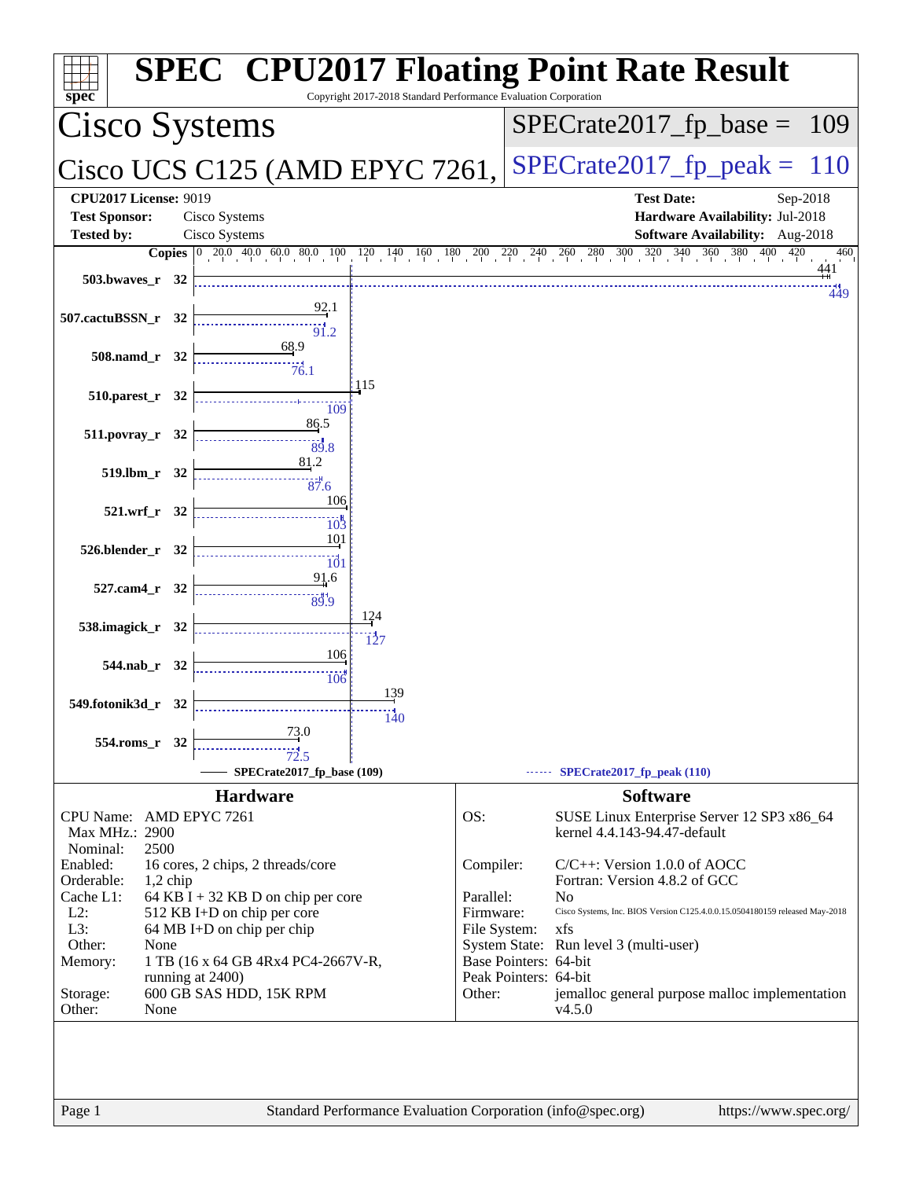# SPEC CPU2017 Floating Point Rate Result

Copyright 2017-2018 Standard Performance Evaluation Corporation

## Cisco Systems

## Cisco UCS C125 (AMD EPYC 7261,

SPECrate2017_fp_base = 109

SPECrate2017_fp_peak = 110

**CPU2017 License:** 9019
**Test Sponsor:** Cisco Systems
**Tested by:** Cisco Systems

**Test Date:** Sep-2018
**Hardware Availability:** Jul-2018
**Software Availability:** Aug-2018

| Benchmark | Copies | Base | Peak |
|---|---|---|---|
| 503.bwaves_r | 32 | 441 | 449 |
| 507.cactuBSSN_r | 32 | 92.1 | 91.2 |
| 508.namd_r | 32 | 68.9 | 76.1 |
| 510.parest_r | 32 | 115 | 109 |
| 511.povray_r | 32 | 86.5 | 89.8 |
| 519.lbm_r | 32 | 81.2 | 87.6 |
| 521.wrf_r | 32 | 106 | 103 |
| 526.blender_r | 32 | 101 | 101 |
| 527.cam4_r | 32 | 91.6 | 89.9 |
| 538.imagick_r | 32 | 124 | 127 |
| 544.nab_r | 32 | 106 | 106 |
| 549.fotonik3d_r | 32 | 139 | 140 |
| 554.roms_r | 32 | 73.0 | 72.5 |

SPECrate2017_fp_base (109) — SPECrate2017_fp_peak (110)

## Hardware

| | |
|---|---|
| CPU Name: | AMD EPYC 7261 |
| Max MHz.: | 2900 |
| Nominal: | 2500 |
| Enabled: | 16 cores, 2 chips, 2 threads/core |
| Orderable: | 1,2 chip |
| Cache L1: | 64 KB I + 32 KB D on chip per core |
| L2: | 512 KB I+D on chip per core |
| L3: | 64 MB I+D on chip per chip |
| Other: | None |
| Memory: | 1 TB (16 x 64 GB 4Rx4 PC4-2667V-R, running at 2400) |
| Storage: | 600 GB SAS HDD, 15K RPM |
| Other: | None |

## Software

| | |
|---|---|
| OS: | SUSE Linux Enterprise Server 12 SP3 x86_64 kernel 4.4.143-94.47-default |
| Compiler: | C/C++: Version 1.0.0 of AOCC Fortran: Version 4.8.2 of GCC |
| Parallel: | No |
| Firmware: | Cisco Systems, Inc. BIOS Version C125.4.0.0.15.0504180159 released May-2018 |
| File System: | xfs |
| System State: | Run level 3 (multi-user) |
| Base Pointers: | 64-bit |
| Peak Pointers: | 64-bit |
| Other: | jemalloc general purpose malloc implementation v4.5.0 |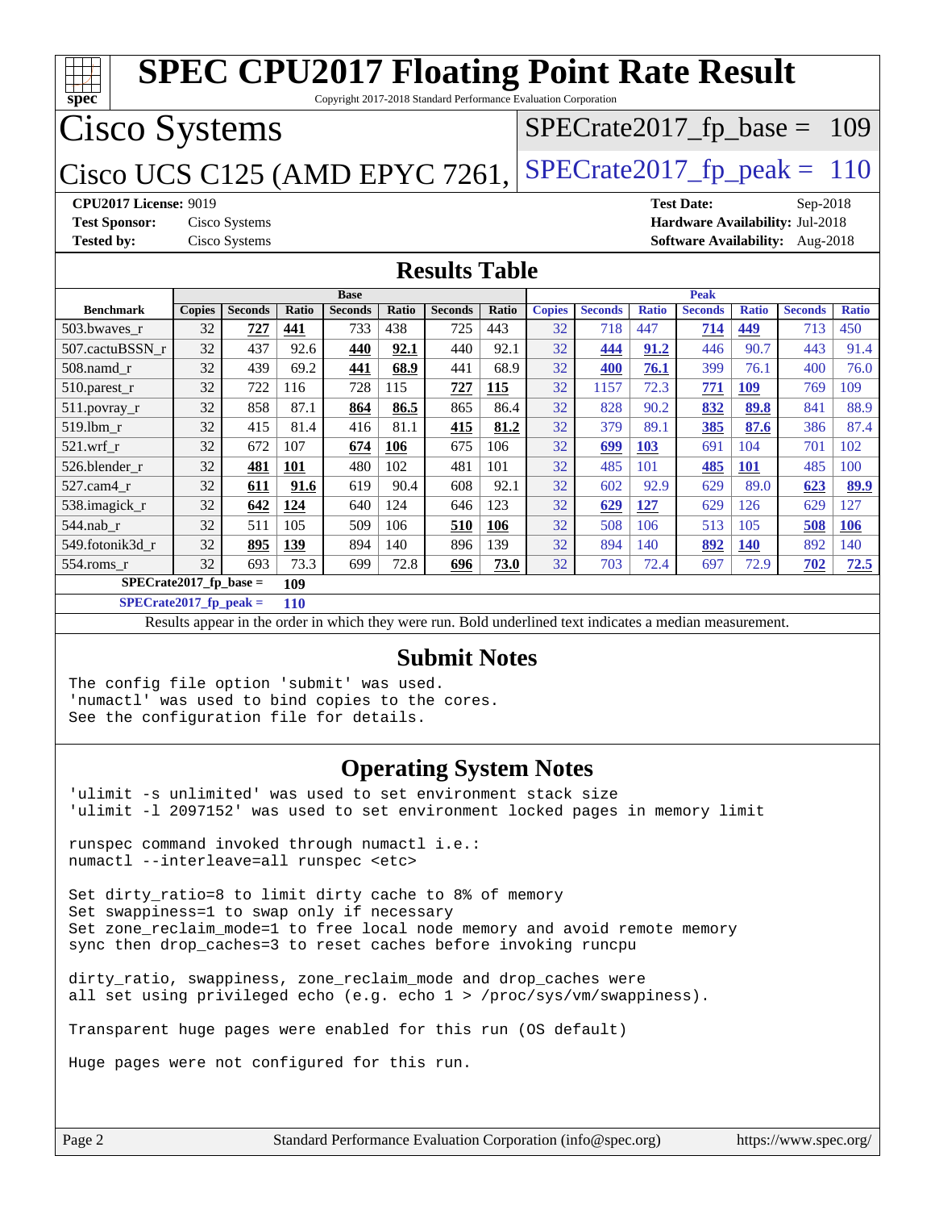# SPEC CPU2017 Floating Point Rate Result

Copyright 2017-2018 Standard Performance Evaluation Corporation

## Cisco Systems

Cisco UCS C125 (AMD EPYC 7261,

SPECrate2017_fp_base = 109

SPECrate2017_fp_peak = 110

**CPU2017 License:** 9019
**Test Sponsor:** Cisco Systems
**Tested by:** Cisco Systems

**Test Date:** Sep-2018
**Hardware Availability:** Jul-2018
**Software Availability:** Aug-2018

## Results Table

| Benchmark | Base | | | | | | | Peak | | | | | | |
|---|---|---|---|---|---|---|---|---|---|---|---|---|---|---|
| | Copies | Seconds | Ratio | Seconds | Ratio | Seconds | Ratio | Copies | Seconds | Ratio | Seconds | Ratio | Seconds | Ratio |
| 503.bwaves_r | 32 | **727** | **441** | 733 | 438 | 725 | 443 | 32 | 718 | 447 | **714** | **449** | 713 | 450 |
| 507.cactuBSSN_r | 32 | 437 | 92.6 | **440** | **92.1** | 440 | 92.1 | 32 | **444** | **91.2** | 446 | 90.7 | 443 | 91.4 |
| 508.namd_r | 32 | 439 | 69.2 | **441** | **68.9** | 441 | 68.9 | 32 | **400** | **76.1** | 399 | 76.1 | 400 | 76.0 |
| 510.parest_r | 32 | 722 | 116 | 728 | 115 | **727** | **115** | 32 | 1157 | 72.3 | **771** | **109** | 769 | 109 |
| 511.povray_r | 32 | 858 | 87.1 | **864** | **86.5** | 865 | 86.4 | 32 | 828 | 90.2 | **832** | **89.8** | 841 | 88.9 |
| 519.lbm_r | 32 | 415 | 81.4 | 416 | 81.1 | **415** | **81.2** | 32 | 379 | 89.1 | **385** | **87.6** | 386 | 87.4 |
| 521.wrf_r | 32 | 672 | 107 | **674** | **106** | 675 | 106 | 32 | **699** | **103** | 691 | 104 | 701 | 102 |
| 526.blender_r | 32 | **481** | **101** | 480 | 102 | 481 | 101 | 32 | 485 | 101 | **485** | **101** | 485 | 100 |
| 527.cam4_r | 32 | **611** | **91.6** | 619 | 90.4 | 608 | 92.1 | 32 | 602 | 92.9 | 629 | 89.0 | **623** | **89.9** |
| 538.imagick_r | 32 | **642** | **124** | 640 | 124 | 646 | 123 | 32 | **629** | **127** | 629 | 126 | 629 | 127 |
| 544.nab_r | 32 | 511 | 105 | 509 | 106 | **510** | **106** | 32 | 508 | 106 | 513 | 105 | **508** | **106** |
| 549.fotonik3d_r | 32 | **895** | **139** | 894 | 140 | 896 | 139 | 32 | 894 | 140 | **892** | **140** | 892 | 140 |
| 554.roms_r | 32 | 693 | 73.3 | 699 | 72.8 | **696** | **73.0** | 32 | 703 | 72.4 | 697 | 72.9 | **702** | **72.5** |

**SPECrate2017_fp_base = 109**

**SPECrate2017_fp_peak = 110**

Results appear in the order in which they were run. Bold underlined text indicates a median measurement.

## Submit Notes

```
The config file option 'submit' was used.
'numactl' was used to bind copies to the cores.
See the configuration file for details.
```

## Operating System Notes

```
'ulimit -s unlimited' was used to set environment stack size
'ulimit -l 2097152' was used to set environment locked pages in memory limit

runspec command invoked through numactl i.e.:
numactl --interleave=all runspec <etc>

Set dirty_ratio=8 to limit dirty cache to 8% of memory
Set swappiness=1 to swap only if necessary
Set zone_reclaim_mode=1 to free local node memory and avoid remote memory
sync then drop_caches=3 to reset caches before invoking runcpu

dirty_ratio, swappiness, zone_reclaim_mode and drop_caches were
all set using privileged echo (e.g. echo 1 > /proc/sys/vm/swappiness).

Transparent huge pages were enabled for this run (OS default)

Huge pages were not configured for this run.
```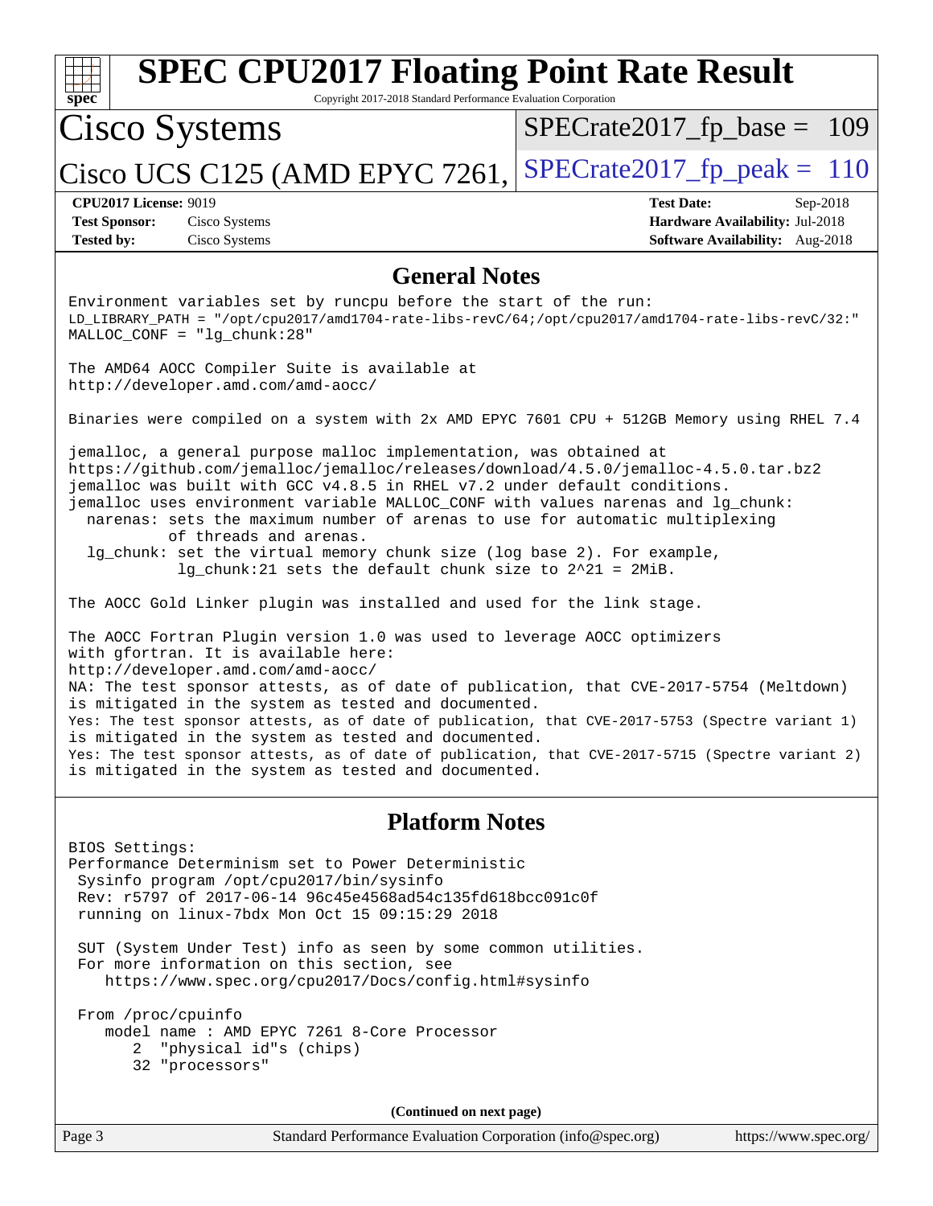# SPEC CPU2017 Floating Point Rate Result

Copyright 2017-2018 Standard Performance Evaluation Corporation

**Cisco Systems**

**Cisco UCS C125 (AMD EPYC 7261,**

SPECrate2017_fp_base = 109

SPECrate2017_fp_peak = 110

**CPU2017 License:** 9019
**Test Sponsor:** Cisco Systems
**Tested by:** Cisco Systems

**Test Date:** Sep-2018
**Hardware Availability:** Jul-2018
**Software Availability:** Aug-2018

## General Notes

```
Environment variables set by runcpu before the start of the run:
LD_LIBRARY_PATH = "/opt/cpu2017/amd1704-rate-libs-revC/64;/opt/cpu2017/amd1704-rate-libs-revC/32:"
MALLOC_CONF = "lg_chunk:28"

The AMD64 AOCC Compiler Suite is available at
http://developer.amd.com/amd-aocc/

Binaries were compiled on a system with 2x AMD EPYC 7601 CPU + 512GB Memory using RHEL 7.4

jemalloc, a general purpose malloc implementation, was obtained at
https://github.com/jemalloc/jemalloc/releases/download/4.5.0/jemalloc-4.5.0.tar.bz2
jemalloc was built with GCC v4.8.5 in RHEL v7.2 under default conditions.
jemalloc uses environment variable MALLOC_CONF with values narenas and lg_chunk:
  narenas: sets the maximum number of arenas to use for automatic multiplexing
           of threads and arenas.
  lg_chunk: set the virtual memory chunk size (log base 2). For example,
            lg_chunk:21 sets the default chunk size to 2^21 = 2MiB.

The AOCC Gold Linker plugin was installed and used for the link stage.

The AOCC Fortran Plugin version 1.0 was used to leverage AOCC optimizers
with gfortran. It is available here:
http://developer.amd.com/amd-aocc/
NA: The test sponsor attests, as of date of publication, that CVE-2017-5754 (Meltdown)
is mitigated in the system as tested and documented.
Yes: The test sponsor attests, as of date of publication, that CVE-2017-5753 (Spectre variant 1)
is mitigated in the system as tested and documented.
Yes: The test sponsor attests, as of date of publication, that CVE-2017-5715 (Spectre variant 2)
is mitigated in the system as tested and documented.
```

## Platform Notes

```
BIOS Settings:
Performance Determinism set to Power Deterministic
 Sysinfo program /opt/cpu2017/bin/sysinfo
 Rev: r5797 of 2017-06-14 96c45e4568ad54c135fd618bcc091c0f
 running on linux-7bdx Mon Oct 15 09:15:29 2018

 SUT (System Under Test) info as seen by some common utilities.
 For more information on this section, see
    https://www.spec.org/cpu2017/Docs/config.html#sysinfo

 From /proc/cpuinfo
    model name : AMD EPYC 7261 8-Core Processor
       2  "physical id"s (chips)
       32 "processors"
```

**(Continued on next page)**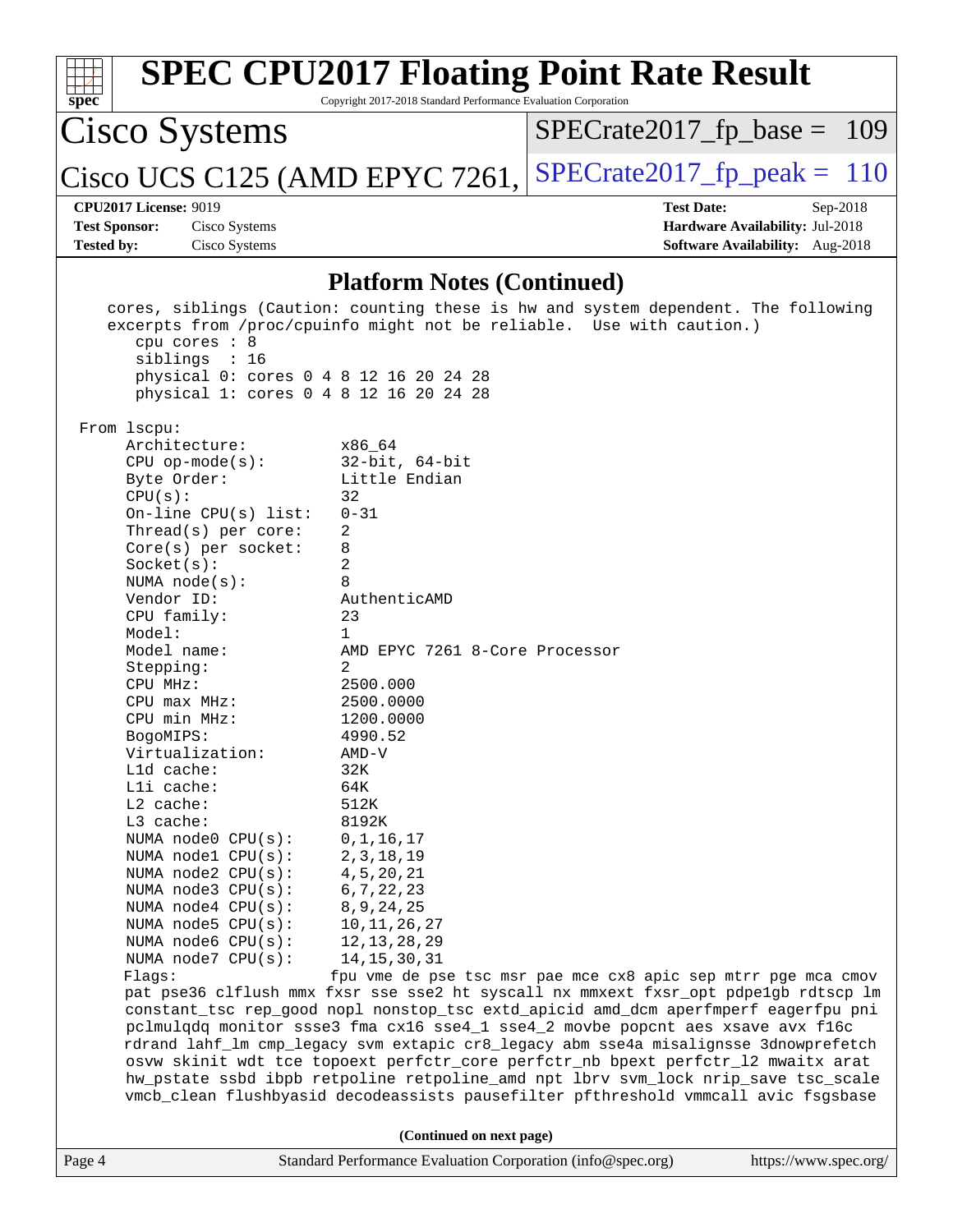# SPEC CPU2017 Floating Point Rate Result

Copyright 2017-2018 Standard Performance Evaluation Corporation

**Cisco Systems**

**Cisco UCS C125 (AMD EPYC 7261,**

SPECrate2017_fp_base = 109

SPECrate2017_fp_peak = 110

**CPU2017 License:** 9019
**Test Sponsor:** Cisco Systems
**Tested by:** Cisco Systems

**Test Date:** Sep-2018
**Hardware Availability:** Jul-2018
**Software Availability:** Aug-2018

## Platform Notes (Continued)

```
    cores, siblings (Caution: counting these is hw and system dependent. The following
    excerpts from /proc/cpuinfo might not be reliable.  Use with caution.)
       cpu cores : 8
       siblings  : 16
       physical 0: cores 0 4 8 12 16 20 24 28
       physical 1: cores 0 4 8 12 16 20 24 28

 From lscpu:
      Architecture:          x86_64
      CPU op-mode(s):        32-bit, 64-bit
      Byte Order:            Little Endian
      CPU(s):                32
      On-line CPU(s) list:   0-31
      Thread(s) per core:    2
      Core(s) per socket:    8
      Socket(s):             2
      NUMA node(s):          8
      Vendor ID:             AuthenticAMD
      CPU family:            23
      Model:                 1
      Model name:            AMD EPYC 7261 8-Core Processor
      Stepping:              2
      CPU MHz:               2500.000
      CPU max MHz:           2500.0000
      CPU min MHz:           1200.0000
      BogoMIPS:              4990.52
      Virtualization:        AMD-V
      L1d cache:             32K
      L1i cache:             64K
      L2 cache:              512K
      L3 cache:              8192K
      NUMA node0 CPU(s):     0,1,16,17
      NUMA node1 CPU(s):     2,3,18,19
      NUMA node2 CPU(s):     4,5,20,21
      NUMA node3 CPU(s):     6,7,22,23
      NUMA node4 CPU(s):     8,9,24,25
      NUMA node5 CPU(s):     10,11,26,27
      NUMA node6 CPU(s):     12,13,28,29
      NUMA node7 CPU(s):     14,15,30,31
      Flags:                 fpu vme de pse tsc msr pae mce cx8 apic sep mtrr pge mca cmov
      pat pse36 clflush mmx fxsr sse sse2 ht syscall nx mmxext fxsr_opt pdpe1gb rdtscp lm
      constant_tsc rep_good nopl nonstop_tsc extd_apicid amd_dcm aperfmperf eagerfpu pni
      pclmulqdq monitor ssse3 fma cx16 sse4_1 sse4_2 movbe popcnt aes xsave avx f16c
      rdrand lahf_lm cmp_legacy svm extapic cr8_legacy abm sse4a misalignsse 3dnowprefetch
      osvw skinit wdt tce topoext perfctr_core perfctr_nb bpext perfctr_l2 mwaitx arat
      hw_pstate ssbd ibpb retpoline retpoline_amd npt lbrv svm_lock nrip_save tsc_scale
      vmcb_clean flushbyasid decodeassists pausefilter pfthreshold vmmcall avic fsgsbase
```

**(Continued on next page)**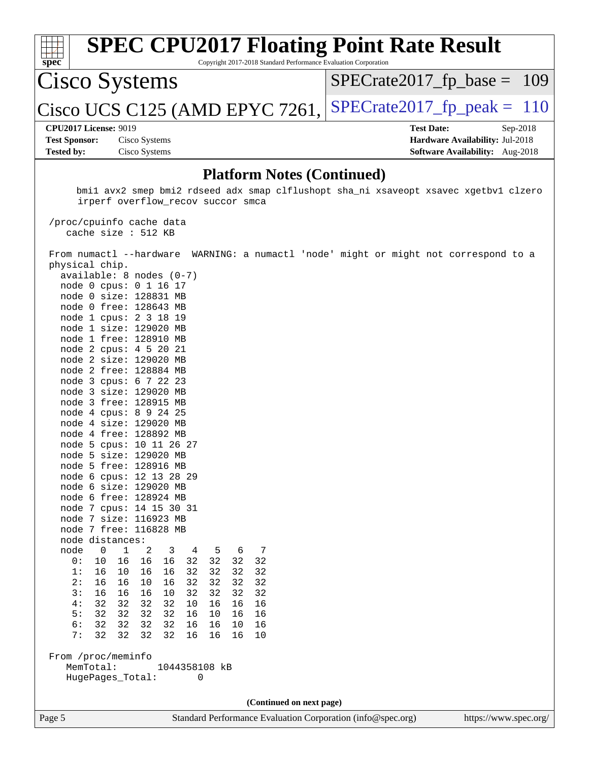## Platform Notes (Continued)

```
      bmi1 avx2 smep bmi2 rdseed adx smap clflushopt sha_ni xsaveopt xsavec xgetbv1 clzero
      irperf overflow_recov succor smca

 /proc/cpuinfo cache data
    cache size : 512 KB

 From numactl --hardware  WARNING: a numactl 'node' might or might not correspond to a
 physical chip.
   available: 8 nodes (0-7)
   node 0 cpus: 0 1 16 17
   node 0 size: 128831 MB
   node 0 free: 128643 MB
   node 1 cpus: 2 3 18 19
   node 1 size: 129020 MB
   node 1 free: 128910 MB
   node 2 cpus: 4 5 20 21
   node 2 size: 129020 MB
   node 2 free: 128884 MB
   node 3 cpus: 6 7 22 23
   node 3 size: 129020 MB
   node 3 free: 128915 MB
   node 4 cpus: 8 9 24 25
   node 4 size: 129020 MB
   node 4 free: 128892 MB
   node 5 cpus: 10 11 26 27
   node 5 size: 129020 MB
   node 5 free: 128916 MB
   node 6 cpus: 12 13 28 29
   node 6 size: 129020 MB
   node 6 free: 128924 MB
   node 7 cpus: 14 15 30 31
   node 7 size: 116923 MB
   node 7 free: 116828 MB
   node distances:
   node   0   1   2   3   4   5   6   7
     0:  10  16  16  16  32  32  32  32
     1:  16  10  16  16  32  32  32  32
     2:  16  16  10  16  32  32  32  32
     3:  16  16  16  10  32  32  32  32
     4:  32  32  32  32  10  16  16  16
     5:  32  32  32  32  16  10  16  16
     6:  32  32  32  32  16  16  10  16
     7:  32  32  32  32  16  16  16  10

 From /proc/meminfo
    MemTotal:       1044358108 kB
    HugePages_Total:       0
```

**(Continued on next page)**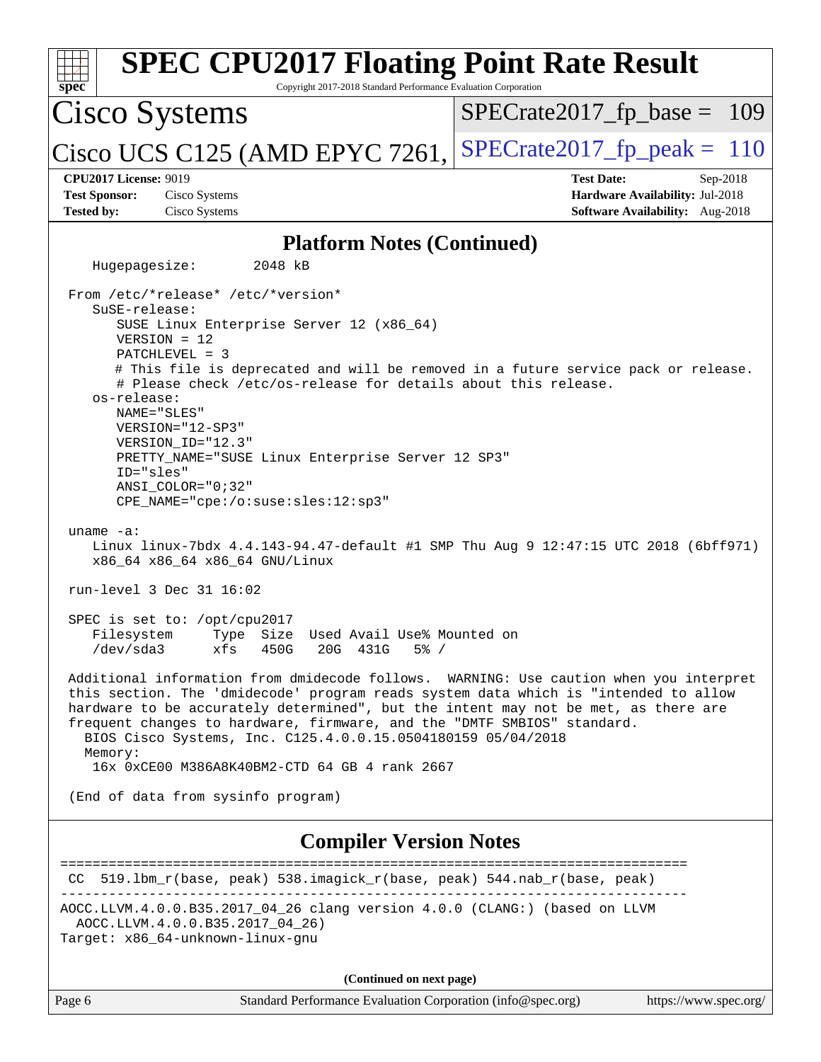## Platform Notes (Continued)

```
   Hugepagesize:         2048 kB

 From /etc/*release* /etc/*version*
    SuSE-release:
       SUSE Linux Enterprise Server 12 (x86_64)
       VERSION = 12
       PATCHLEVEL = 3
       # This file is deprecated and will be removed in a future service pack or release.
       # Please check /etc/os-release for details about this release.
    os-release:
       NAME="SLES"
       VERSION="12-SP3"
       VERSION_ID="12.3"
       PRETTY_NAME="SUSE Linux Enterprise Server 12 SP3"
       ID="sles"
       ANSI_COLOR="0;32"
       CPE_NAME="cpe:/o:suse:sles:12:sp3"

 uname -a:
    Linux linux-7bdx 4.4.143-94.47-default #1 SMP Thu Aug 9 12:47:15 UTC 2018 (6bff971)
    x86_64 x86_64 x86_64 GNU/Linux

 run-level 3 Dec 31 16:02

 SPEC is set to: /opt/cpu2017
    Filesystem     Type  Size  Used Avail Use% Mounted on
    /dev/sda3      xfs   450G   20G  431G   5% /

 Additional information from dmidecode follows.  WARNING: Use caution when you interpret
 this section. The 'dmidecode' program reads system data which is "intended to allow
 hardware to be accurately determined", but the intent may not be met, as there are
 frequent changes to hardware, firmware, and the "DMTF SMBIOS" standard.
   BIOS Cisco Systems, Inc. C125.4.0.0.15.0504180159 05/04/2018
   Memory:
    16x 0xCE00 M386A8K40BM2-CTD 64 GB 4 rank 2667

 (End of data from sysinfo program)
```

## Compiler Version Notes

```
==============================================================================
 CC  519.lbm_r(base, peak) 538.imagick_r(base, peak) 544.nab_r(base, peak)
------------------------------------------------------------------------------
AOCC.LLVM.4.0.0.B35.2017_04_26 clang version 4.0.0 (CLANG:) (based on LLVM
  AOCC.LLVM.4.0.0.B35.2017_04_26)
Target: x86_64-unknown-linux-gnu
```

(Continued on next page)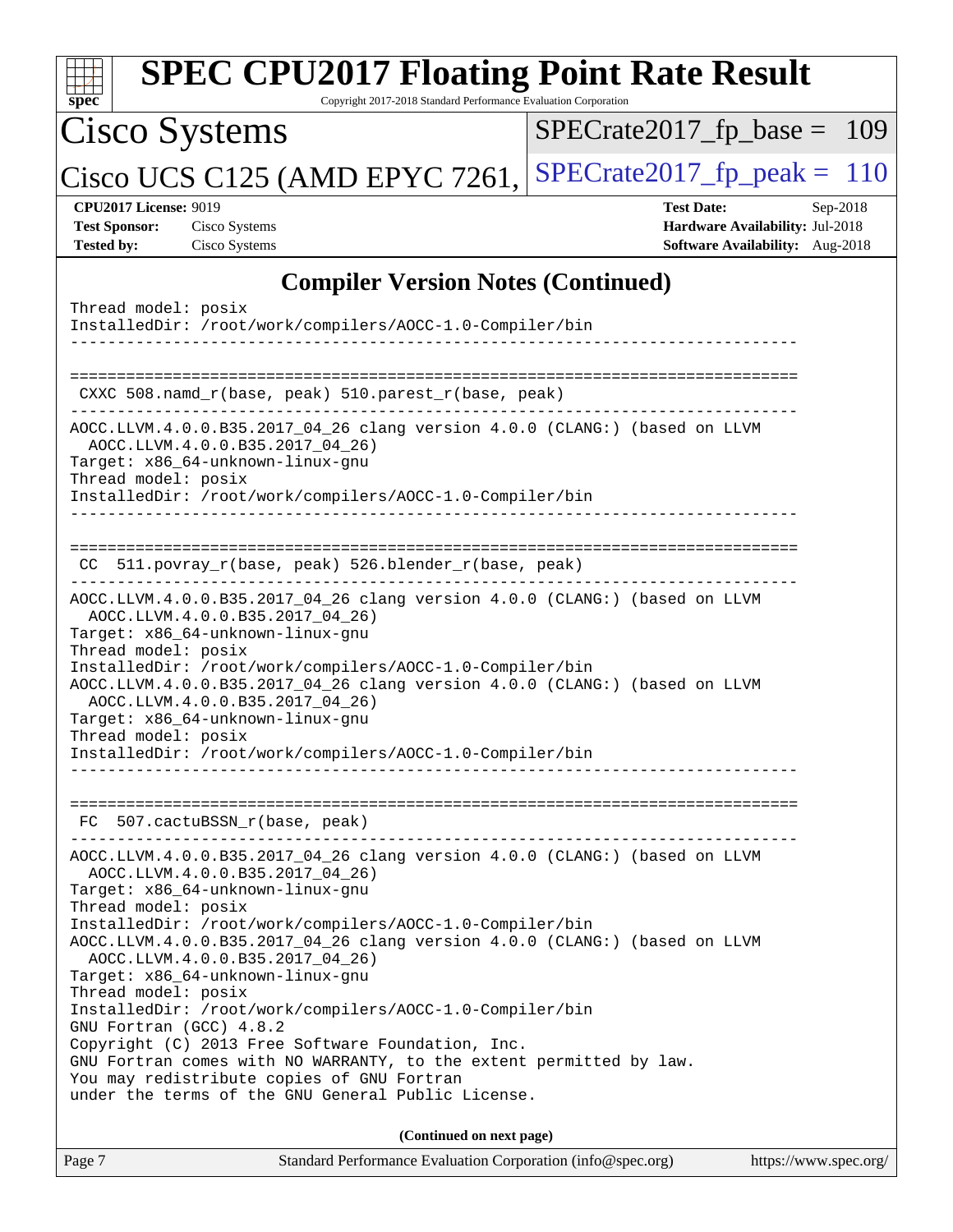## Compiler Version Notes (Continued)

```
Thread model: posix
InstalledDir: /root/work/compilers/AOCC-1.0-Compiler/bin
------------------------------------------------------------------------------

==============================================================================
 CXXC 508.namd_r(base, peak) 510.parest_r(base, peak)
------------------------------------------------------------------------------
AOCC.LLVM.4.0.0.B35.2017_04_26 clang version 4.0.0 (CLANG:) (based on LLVM
  AOCC.LLVM.4.0.0.B35.2017_04_26)
Target: x86_64-unknown-linux-gnu
Thread model: posix
InstalledDir: /root/work/compilers/AOCC-1.0-Compiler/bin
------------------------------------------------------------------------------

==============================================================================
 CC  511.povray_r(base, peak) 526.blender_r(base, peak)
------------------------------------------------------------------------------
AOCC.LLVM.4.0.0.B35.2017_04_26 clang version 4.0.0 (CLANG:) (based on LLVM
  AOCC.LLVM.4.0.0.B35.2017_04_26)
Target: x86_64-unknown-linux-gnu
Thread model: posix
InstalledDir: /root/work/compilers/AOCC-1.0-Compiler/bin
AOCC.LLVM.4.0.0.B35.2017_04_26 clang version 4.0.0 (CLANG:) (based on LLVM
  AOCC.LLVM.4.0.0.B35.2017_04_26)
Target: x86_64-unknown-linux-gnu
Thread model: posix
InstalledDir: /root/work/compilers/AOCC-1.0-Compiler/bin
------------------------------------------------------------------------------

==============================================================================
 FC  507.cactuBSSN_r(base, peak)
------------------------------------------------------------------------------
AOCC.LLVM.4.0.0.B35.2017_04_26 clang version 4.0.0 (CLANG:) (based on LLVM
  AOCC.LLVM.4.0.0.B35.2017_04_26)
Target: x86_64-unknown-linux-gnu
Thread model: posix
InstalledDir: /root/work/compilers/AOCC-1.0-Compiler/bin
AOCC.LLVM.4.0.0.B35.2017_04_26 clang version 4.0.0 (CLANG:) (based on LLVM
  AOCC.LLVM.4.0.0.B35.2017_04_26)
Target: x86_64-unknown-linux-gnu
Thread model: posix
InstalledDir: /root/work/compilers/AOCC-1.0-Compiler/bin
GNU Fortran (GCC) 4.8.2
Copyright (C) 2013 Free Software Foundation, Inc.
GNU Fortran comes with NO WARRANTY, to the extent permitted by law.
You may redistribute copies of GNU Fortran
under the terms of the GNU General Public License.
```

**(Continued on next page)**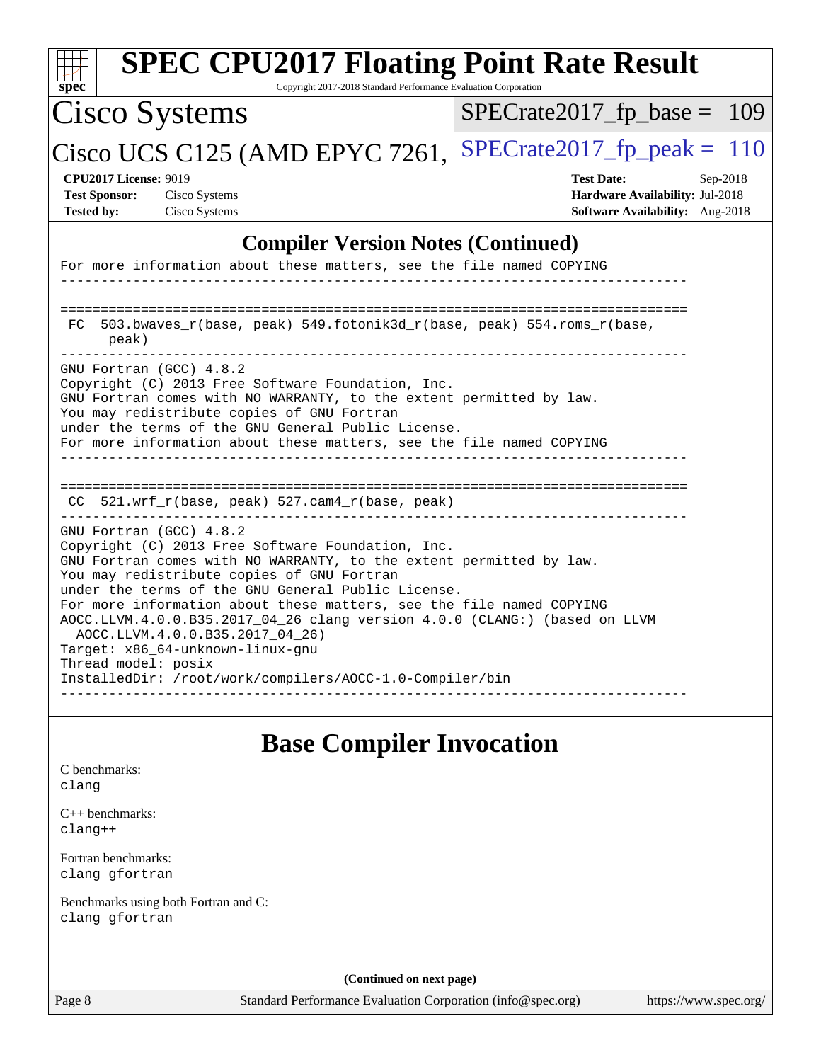## Compiler Version Notes (Continued)

```
For more information about these matters, see the file named COPYING
------------------------------------------------------------------------------

==============================================================================
 FC  503.bwaves_r(base, peak) 549.fotonik3d_r(base, peak) 554.roms_r(base,
      peak)
------------------------------------------------------------------------------
GNU Fortran (GCC) 4.8.2
Copyright (C) 2013 Free Software Foundation, Inc.
GNU Fortran comes with NO WARRANTY, to the extent permitted by law.
You may redistribute copies of GNU Fortran
under the terms of the GNU General Public License.
For more information about these matters, see the file named COPYING
------------------------------------------------------------------------------

==============================================================================
 CC  521.wrf_r(base, peak) 527.cam4_r(base, peak)
------------------------------------------------------------------------------
GNU Fortran (GCC) 4.8.2
Copyright (C) 2013 Free Software Foundation, Inc.
GNU Fortran comes with NO WARRANTY, to the extent permitted by law.
You may redistribute copies of GNU Fortran
under the terms of the GNU General Public License.
For more information about these matters, see the file named COPYING
AOCC.LLVM.4.0.0.B35.2017_04_26 clang version 4.0.0 (CLANG:) (based on LLVM
  AOCC.LLVM.4.0.0.B35.2017_04_26)
Target: x86_64-unknown-linux-gnu
Thread model: posix
InstalledDir: /root/work/compilers/AOCC-1.0-Compiler/bin
------------------------------------------------------------------------------
```

## Base Compiler Invocation

C benchmarks:
clang

C++ benchmarks:
clang++

Fortran benchmarks:
clang gfortran

Benchmarks using both Fortran and C:
clang gfortran

**(Continued on next page)**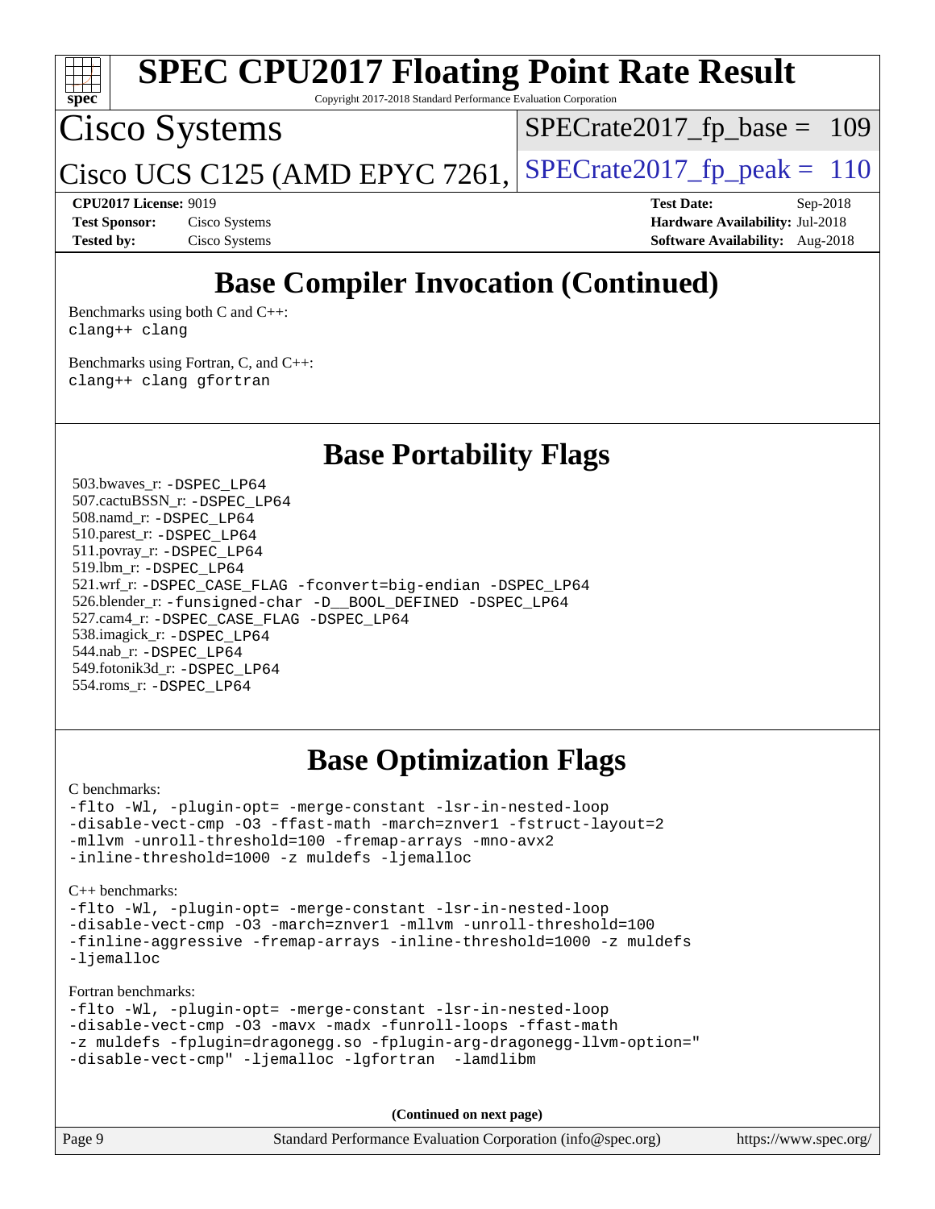# Base Compiler Invocation (Continued)

Benchmarks using both C and C++:
`clang++ clang`

Benchmarks using Fortran, C, and C++:
`clang++ clang gfortran`

# Base Portability Flags

503.bwaves_r: `-DSPEC_LP64`
507.cactuBSSN_r: `-DSPEC_LP64`
508.namd_r: `-DSPEC_LP64`
510.parest_r: `-DSPEC_LP64`
511.povray_r: `-DSPEC_LP64`
519.lbm_r: `-DSPEC_LP64`
521.wrf_r: `-DSPEC_CASE_FLAG -fconvert=big-endian -DSPEC_LP64`
526.blender_r: `-funsigned-char -D__BOOL_DEFINED -DSPEC_LP64`
527.cam4_r: `-DSPEC_CASE_FLAG -DSPEC_LP64`
538.imagick_r: `-DSPEC_LP64`
544.nab_r: `-DSPEC_LP64`
549.fotonik3d_r: `-DSPEC_LP64`
554.roms_r: `-DSPEC_LP64`

# Base Optimization Flags

C benchmarks:

```
-flto -Wl, -plugin-opt= -merge-constant -lsr-in-nested-loop
-disable-vect-cmp -O3 -ffast-math -march=znver1 -fstruct-layout=2
-mllvm -unroll-threshold=100 -fremap-arrays -mno-avx2
-inline-threshold=1000 -z muldefs -ljemalloc
```

C++ benchmarks:

```
-flto -Wl, -plugin-opt= -merge-constant -lsr-in-nested-loop
-disable-vect-cmp -O3 -march=znver1 -mllvm -unroll-threshold=100
-finline-aggressive -fremap-arrays -inline-threshold=1000 -z muldefs
-ljemalloc
```

Fortran benchmarks:

```
-flto -Wl, -plugin-opt= -merge-constant -lsr-in-nested-loop
-disable-vect-cmp -O3 -mavx -madx -funroll-loops -ffast-math
-z muldefs -fplugin=dragonegg.so -fplugin-arg-dragonegg-llvm-option="
-disable-vect-cmp" -ljemalloc -lgfortran  -lamdlibm
```

**(Continued on next page)**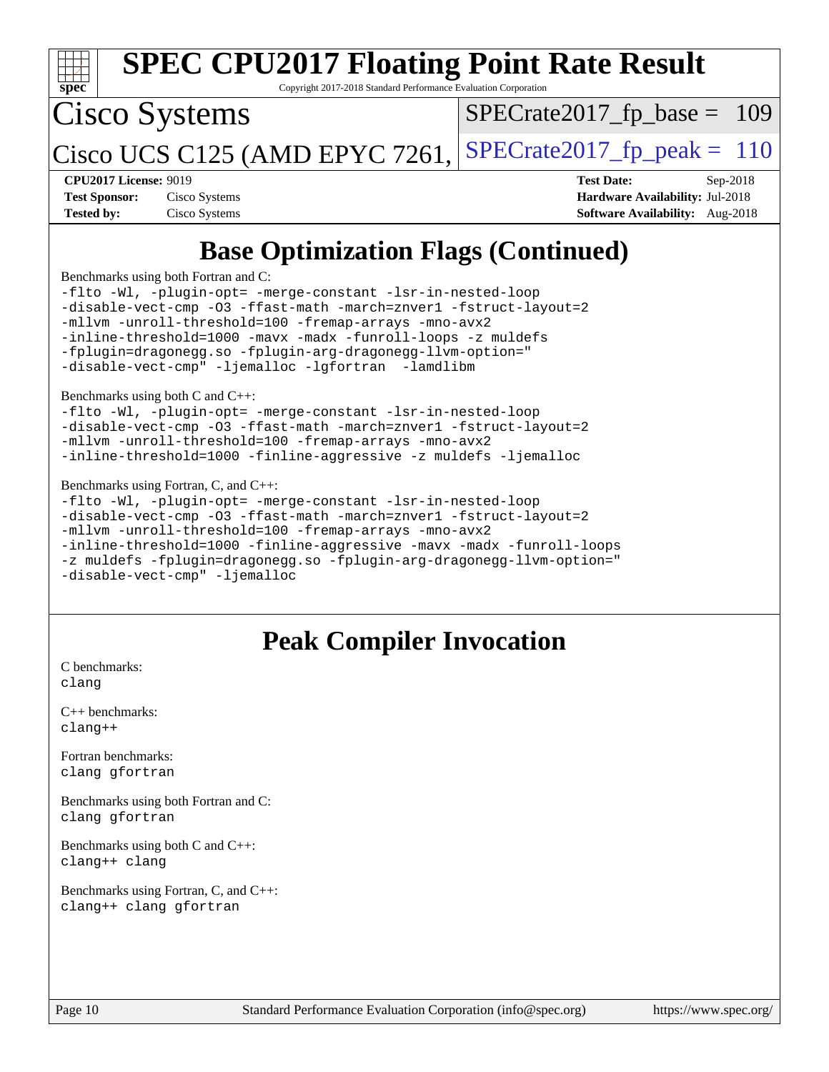## Base Optimization Flags (Continued)

Benchmarks using both Fortran and C:

```
-flto -Wl, -plugin-opt= -merge-constant -lsr-in-nested-loop
-disable-vect-cmp -O3 -ffast-math -march=znver1 -fstruct-layout=2
-mllvm -unroll-threshold=100 -fremap-arrays -mno-avx2
-inline-threshold=1000 -mavx -madx -funroll-loops -z muldefs
-fplugin=dragonegg.so -fplugin-arg-dragonegg-llvm-option="
-disable-vect-cmp" -ljemalloc -lgfortran  -lamdlibm
```

Benchmarks using both C and C++:

```
-flto -Wl, -plugin-opt= -merge-constant -lsr-in-nested-loop
-disable-vect-cmp -O3 -ffast-math -march=znver1 -fstruct-layout=2
-mllvm -unroll-threshold=100 -fremap-arrays -mno-avx2
-inline-threshold=1000 -finline-aggressive -z muldefs -ljemalloc
```

Benchmarks using Fortran, C, and C++:

```
-flto -Wl, -plugin-opt= -merge-constant -lsr-in-nested-loop
-disable-vect-cmp -O3 -ffast-math -march=znver1 -fstruct-layout=2
-mllvm -unroll-threshold=100 -fremap-arrays -mno-avx2
-inline-threshold=1000 -finline-aggressive -mavx -madx -funroll-loops
-z muldefs -fplugin=dragonegg.so -fplugin-arg-dragonegg-llvm-option="
-disable-vect-cmp" -ljemalloc
```

## Peak Compiler Invocation

C benchmarks:
`clang`

C++ benchmarks:
`clang++`

Fortran benchmarks:
`clang gfortran`

Benchmarks using both Fortran and C:
`clang gfortran`

Benchmarks using both C and C++:
`clang++ clang`

Benchmarks using Fortran, C, and C++:
`clang++ clang gfortran`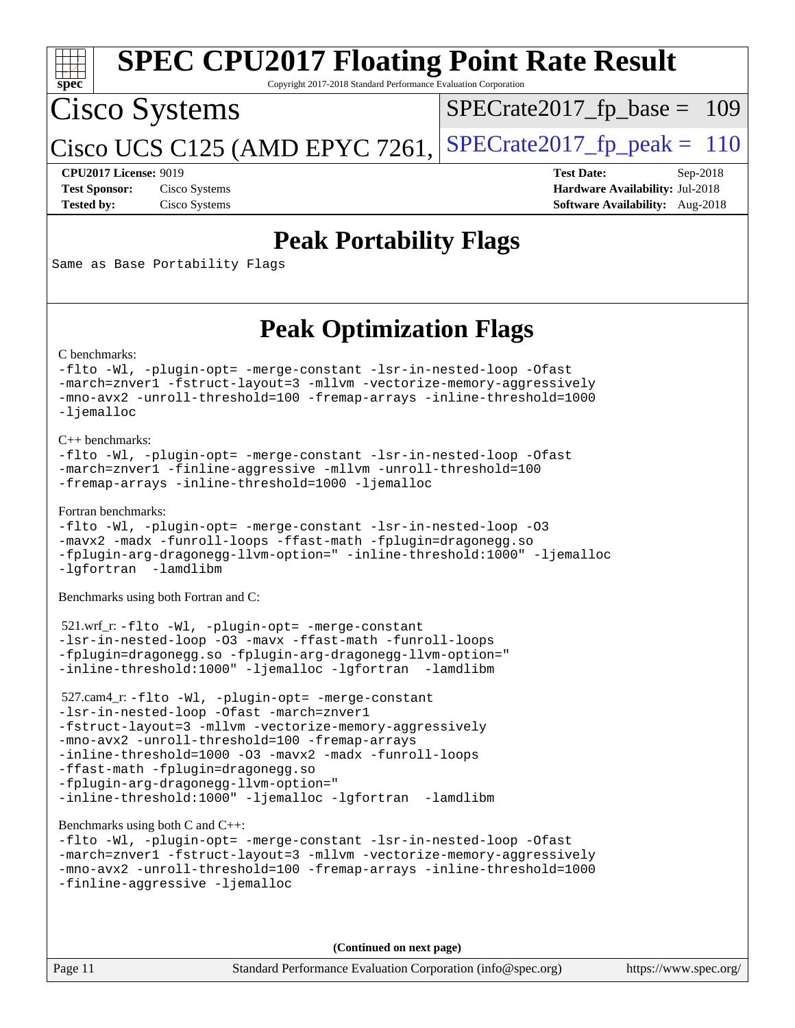# Peak Portability Flags

Same as Base Portability Flags

# Peak Optimization Flags

C benchmarks:

```
-flto -Wl, -plugin-opt= -merge-constant -lsr-in-nested-loop -Ofast
-march=znver1 -fstruct-layout=3 -mllvm -vectorize-memory-aggressively
-mno-avx2 -unroll-threshold=100 -fremap-arrays -inline-threshold=1000
-ljemalloc
```

C++ benchmarks:

```
-flto -Wl, -plugin-opt= -merge-constant -lsr-in-nested-loop -Ofast
-march=znver1 -finline-aggressive -mllvm -unroll-threshold=100
-fremap-arrays -inline-threshold=1000 -ljemalloc
```

Fortran benchmarks:

```
-flto -Wl, -plugin-opt= -merge-constant -lsr-in-nested-loop -O3
-mavx2 -madx -funroll-loops -ffast-math -fplugin=dragonegg.so
-fplugin-arg-dragonegg-llvm-option=" -inline-threshold:1000" -ljemalloc
-lgfortran  -lamdlibm
```

Benchmarks using both Fortran and C:

521.wrf_r:
```
-flto -Wl, -plugin-opt= -merge-constant
-lsr-in-nested-loop -O3 -mavx -ffast-math -funroll-loops
-fplugin=dragonegg.so -fplugin-arg-dragonegg-llvm-option="
-inline-threshold:1000" -ljemalloc -lgfortran  -lamdlibm
```

527.cam4_r:
```
-flto -Wl, -plugin-opt= -merge-constant
-lsr-in-nested-loop -Ofast -march=znver1
-fstruct-layout=3 -mllvm -vectorize-memory-aggressively
-mno-avx2 -unroll-threshold=100 -fremap-arrays
-inline-threshold=1000 -O3 -mavx2 -madx -funroll-loops
-ffast-math -fplugin=dragonegg.so
-fplugin-arg-dragonegg-llvm-option="
-inline-threshold:1000" -ljemalloc -lgfortran  -lamdlibm
```

Benchmarks using both C and C++:

```
-flto -Wl, -plugin-opt= -merge-constant -lsr-in-nested-loop -Ofast
-march=znver1 -fstruct-layout=3 -mllvm -vectorize-memory-aggressively
-mno-avx2 -unroll-threshold=100 -fremap-arrays -inline-threshold=1000
-finline-aggressive -ljemalloc
```

**(Continued on next page)**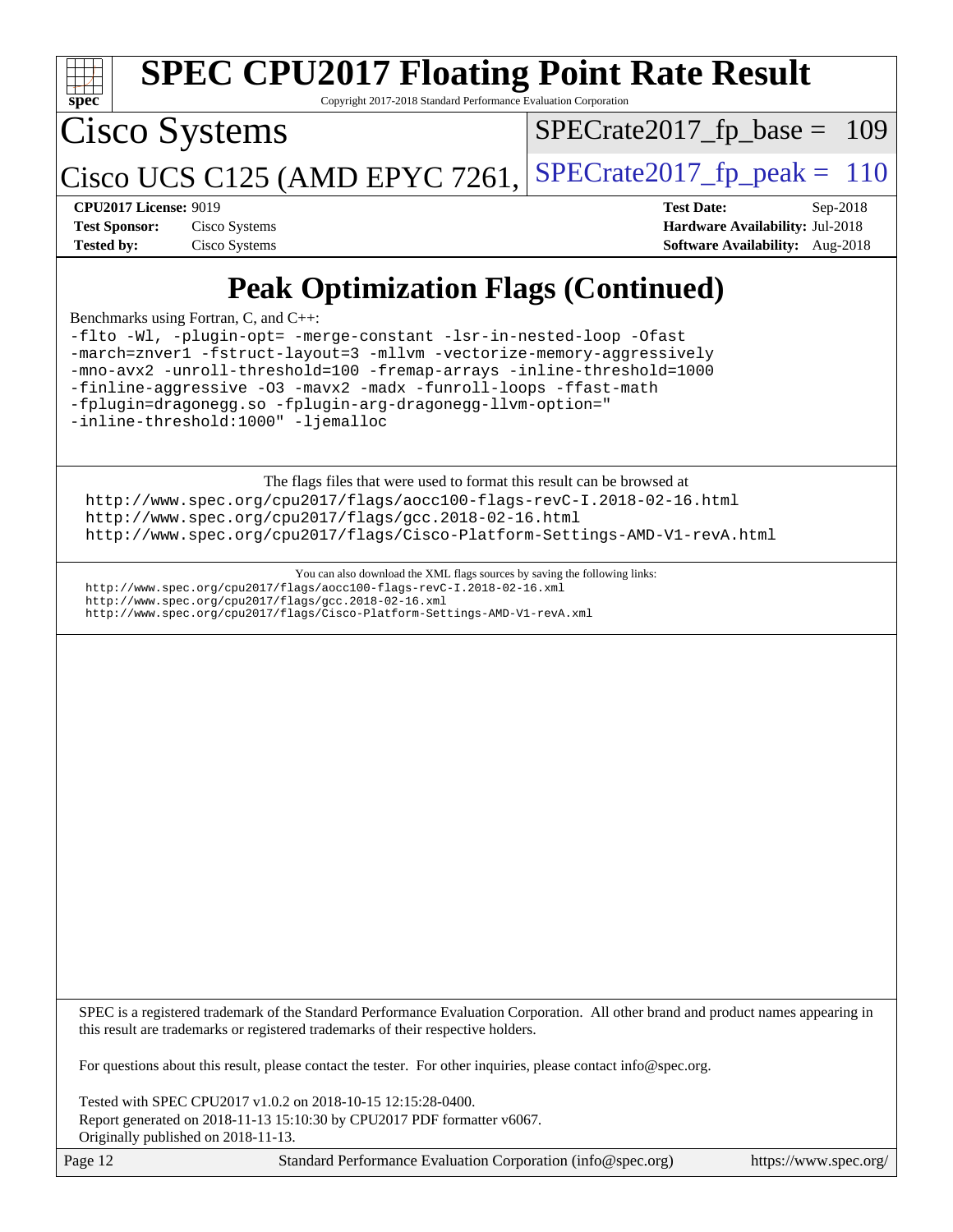# Peak Optimization Flags (Continued)

Benchmarks using Fortran, C, and C++:

```
-flto -Wl, -plugin-opt= -merge-constant -lsr-in-nested-loop -Ofast
-march=znver1 -fstruct-layout=3 -mllvm -vectorize-memory-aggressively
-mno-avx2 -unroll-threshold=100 -fremap-arrays -inline-threshold=1000
-finline-aggressive -O3 -mavx2 -madx -funroll-loops -ffast-math
-fplugin=dragonegg.so -fplugin-arg-dragonegg-llvm-option="
-inline-threshold:1000" -ljemalloc
```

The flags files that were used to format this result can be browsed at

http://www.spec.org/cpu2017/flags/aocc100-flags-revC-I.2018-02-16.html
http://www.spec.org/cpu2017/flags/gcc.2018-02-16.html
http://www.spec.org/cpu2017/flags/Cisco-Platform-Settings-AMD-V1-revA.html

You can also download the XML flags sources by saving the following links:

http://www.spec.org/cpu2017/flags/aocc100-flags-revC-I.2018-02-16.xml
http://www.spec.org/cpu2017/flags/gcc.2018-02-16.xml
http://www.spec.org/cpu2017/flags/Cisco-Platform-Settings-AMD-V1-revA.xml

SPEC is a registered trademark of the Standard Performance Evaluation Corporation. All other brand and product names appearing in this result are trademarks or registered trademarks of their respective holders.

For questions about this result, please contact the tester. For other inquiries, please contact info@spec.org.

Tested with SPEC CPU2017 v1.0.2 on 2018-10-15 12:15:28-0400.
Report generated on 2018-11-13 15:10:30 by CPU2017 PDF formatter v6067.
Originally published on 2018-11-13.